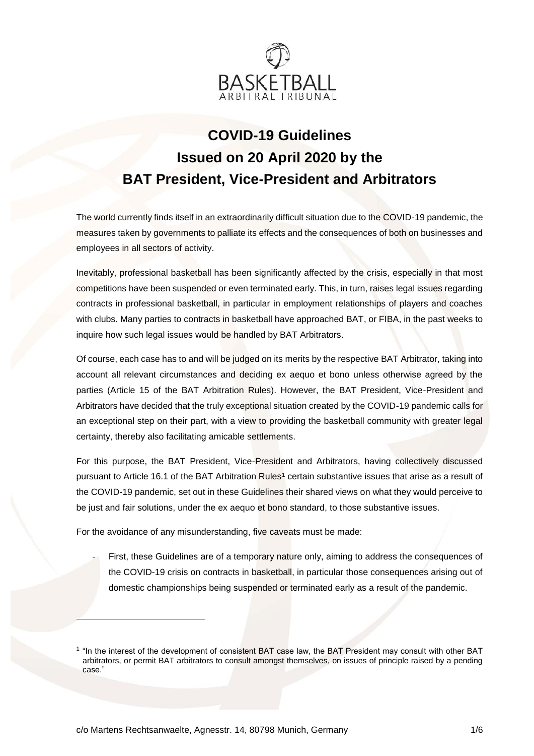BASKETBALL ARBITRAL TRIBUNAL

# COVID-19 Guidelines Issued on 20 April 2020 by the BAT President, Vice-President and Arbitrators

The world currently finds itself in an extraordinarily difficult situation due to the COVID-19 pandemic, the measures taken by governments to palliate its effects and the consequences of both on businesses and employees in all sectors of activity.

Inevitably, professional basketball has been significantly affected by the crisis, especially in that most competitions have been suspended or even terminated early. This, in turn, raises legal issues regarding contracts in professional basketball, in particular in employment relationships of players and coaches with clubs. Many parties to contracts in basketball have approached BAT, or FIBA, in the past weeks to inquire how such legal issues would be handled by BAT Arbitrators.

Of course, each case has to and will be judged on its merits by the respective BAT Arbitrator, taking into account all relevant circumstances and deciding ex aequo et bono unless otherwise agreed by the parties (Article 15 of the BAT Arbitration Rules). However, the BAT President, Vice-President and Arbitrators have decided that the truly exceptional situation created by the COVID-19 pandemic calls for an exceptional step on their part, with a view to providing the basketball community with greater legal certainty, thereby also facilitating amicable settlements.

For this purpose, the BAT President, Vice-President and Arbitrators, having collectively discussed pursuant to Article 16.1 of the BAT Arbitration Rules[1] certain substantive issues that arise as a result of the COVID-19 pandemic, set out in these Guidelines their shared views on what they would perceive to be just and fair solutions, under the ex aequo et bono standard, to those substantive issues.

For the avoidance of any misunderstanding, five caveats must be made:

- First, these Guidelines are of a temporary nature only, aiming to address the consequences of the COVID-19 crisis on contracts in basketball, in particular those consequences arising out of domestic championships being suspended or terminated early as a result of the pandemic.

[1] "In the interest of the development of consistent BAT case law, the BAT President may consult with other BAT arbitrators, or permit BAT arbitrators to consult amongst themselves, on issues of principle raised by a pending case."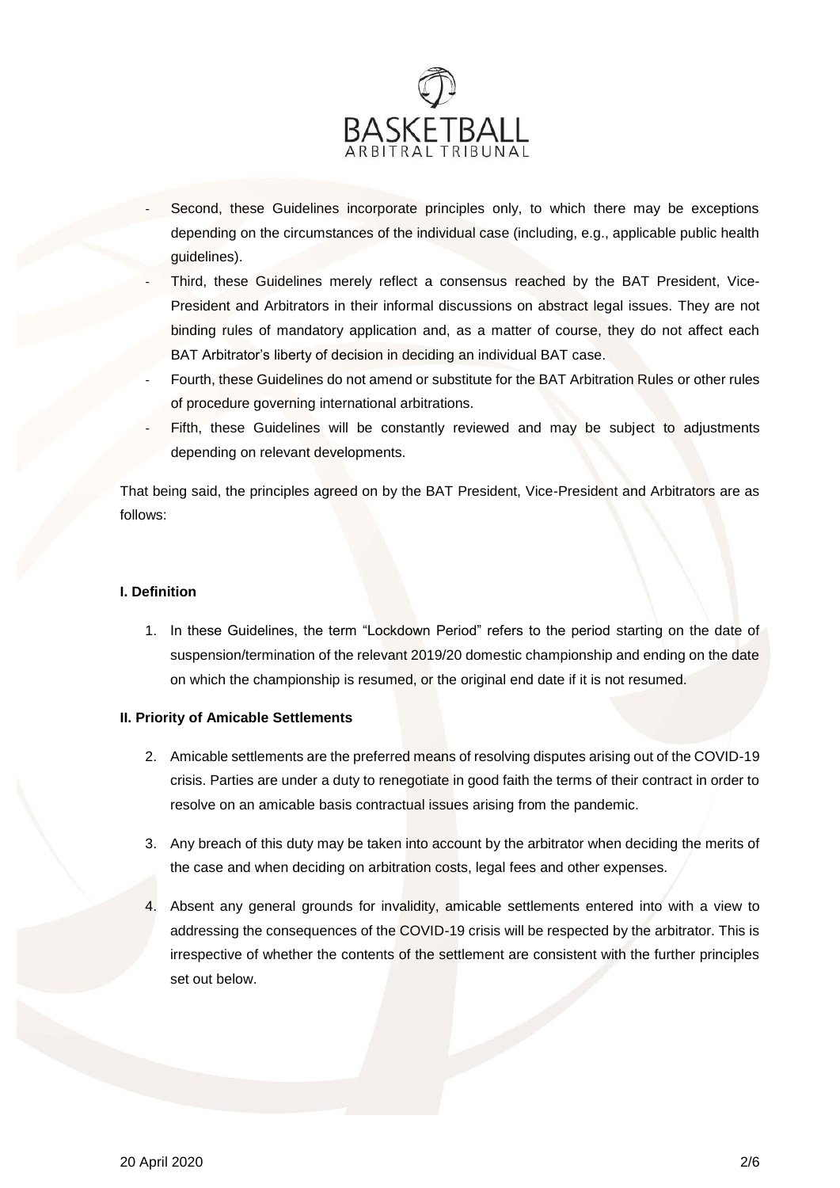- Second, these Guidelines incorporate principles only, to which there may be exceptions depending on the circumstances of the individual case (including, e.g., applicable public health guidelines).
- Third, these Guidelines merely reflect a consensus reached by the BAT President, Vice-President and Arbitrators in their informal discussions on abstract legal issues. They are not binding rules of mandatory application and, as a matter of course, they do not affect each BAT Arbitrator's liberty of decision in deciding an individual BAT case.
- Fourth, these Guidelines do not amend or substitute for the BAT Arbitration Rules or other rules of procedure governing international arbitrations.
- Fifth, these Guidelines will be constantly reviewed and may be subject to adjustments depending on relevant developments.

That being said, the principles agreed on by the BAT President, Vice-President and Arbitrators are as follows:

**I. Definition**

1. In these Guidelines, the term "Lockdown Period" refers to the period starting on the date of suspension/termination of the relevant 2019/20 domestic championship and ending on the date on which the championship is resumed, or the original end date if it is not resumed.

**II. Priority of Amicable Settlements**

2. Amicable settlements are the preferred means of resolving disputes arising out of the COVID-19 crisis. Parties are under a duty to renegotiate in good faith the terms of their contract in order to resolve on an amicable basis contractual issues arising from the pandemic.

3. Any breach of this duty may be taken into account by the arbitrator when deciding the merits of the case and when deciding on arbitration costs, legal fees and other expenses.

4. Absent any general grounds for invalidity, amicable settlements entered into with a view to addressing the consequences of the COVID-19 crisis will be respected by the arbitrator. This is irrespective of whether the contents of the settlement are consistent with the further principles set out below.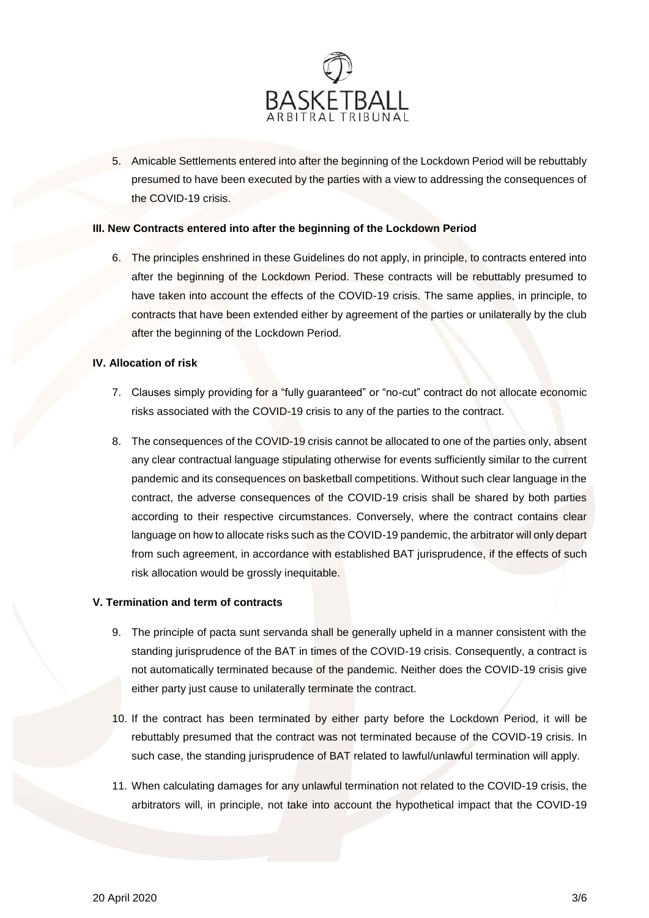5. Amicable Settlements entered into after the beginning of the Lockdown Period will be rebuttably presumed to have been executed by the parties with a view to addressing the consequences of the COVID-19 crisis.

### III. New Contracts entered into after the beginning of the Lockdown Period

6. The principles enshrined in these Guidelines do not apply, in principle, to contracts entered into after the beginning of the Lockdown Period. These contracts will be rebuttably presumed to have taken into account the effects of the COVID-19 crisis. The same applies, in principle, to contracts that have been extended either by agreement of the parties or unilaterally by the club after the beginning of the Lockdown Period.

### IV. Allocation of risk

7. Clauses simply providing for a "fully guaranteed" or "no-cut" contract do not allocate economic risks associated with the COVID-19 crisis to any of the parties to the contract.

8. The consequences of the COVID-19 crisis cannot be allocated to one of the parties only, absent any clear contractual language stipulating otherwise for events sufficiently similar to the current pandemic and its consequences on basketball competitions. Without such clear language in the contract, the adverse consequences of the COVID-19 crisis shall be shared by both parties according to their respective circumstances. Conversely, where the contract contains clear language on how to allocate risks such as the COVID-19 pandemic, the arbitrator will only depart from such agreement, in accordance with established BAT jurisprudence, if the effects of such risk allocation would be grossly inequitable.

### V. Termination and term of contracts

9. The principle of pacta sunt servanda shall be generally upheld in a manner consistent with the standing jurisprudence of the BAT in times of the COVID-19 crisis. Consequently, a contract is not automatically terminated because of the pandemic. Neither does the COVID-19 crisis give either party just cause to unilaterally terminate the contract.

10. If the contract has been terminated by either party before the Lockdown Period, it will be rebuttably presumed that the contract was not terminated because of the COVID-19 crisis. In such case, the standing jurisprudence of BAT related to lawful/unlawful termination will apply.

11. When calculating damages for any unlawful termination not related to the COVID-19 crisis, the arbitrators will, in principle, not take into account the hypothetical impact that the COVID-19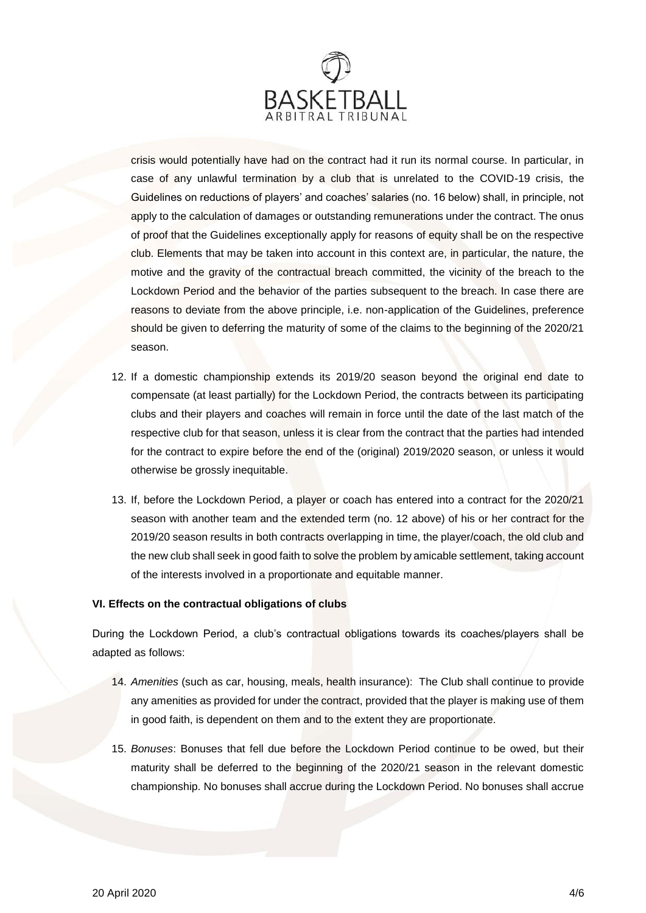crisis would potentially have had on the contract had it run its normal course. In particular, in case of any unlawful termination by a club that is unrelated to the COVID-19 crisis, the Guidelines on reductions of players' and coaches' salaries (no. 16 below) shall, in principle, not apply to the calculation of damages or outstanding remunerations under the contract. The onus of proof that the Guidelines exceptionally apply for reasons of equity shall be on the respective club. Elements that may be taken into account in this context are, in particular, the nature, the motive and the gravity of the contractual breach committed, the vicinity of the breach to the Lockdown Period and the behavior of the parties subsequent to the breach. In case there are reasons to deviate from the above principle, i.e. non-application of the Guidelines, preference should be given to deferring the maturity of some of the claims to the beginning of the 2020/21 season.

12. If a domestic championship extends its 2019/20 season beyond the original end date to compensate (at least partially) for the Lockdown Period, the contracts between its participating clubs and their players and coaches will remain in force until the date of the last match of the respective club for that season, unless it is clear from the contract that the parties had intended for the contract to expire before the end of the (original) 2019/2020 season, or unless it would otherwise be grossly inequitable.

13. If, before the Lockdown Period, a player or coach has entered into a contract for the 2020/21 season with another team and the extended term (no. 12 above) of his or her contract for the 2019/20 season results in both contracts overlapping in time, the player/coach, the old club and the new club shall seek in good faith to solve the problem by amicable settlement, taking account of the interests involved in a proportionate and equitable manner.

### VI. Effects on the contractual obligations of clubs

During the Lockdown Period, a club's contractual obligations towards its coaches/players shall be adapted as follows:

14. *Amenities* (such as car, housing, meals, health insurance): The Club shall continue to provide any amenities as provided for under the contract, provided that the player is making use of them in good faith, is dependent on them and to the extent they are proportionate.

15. *Bonuses*: Bonuses that fell due before the Lockdown Period continue to be owed, but their maturity shall be deferred to the beginning of the 2020/21 season in the relevant domestic championship. No bonuses shall accrue during the Lockdown Period. No bonuses shall accrue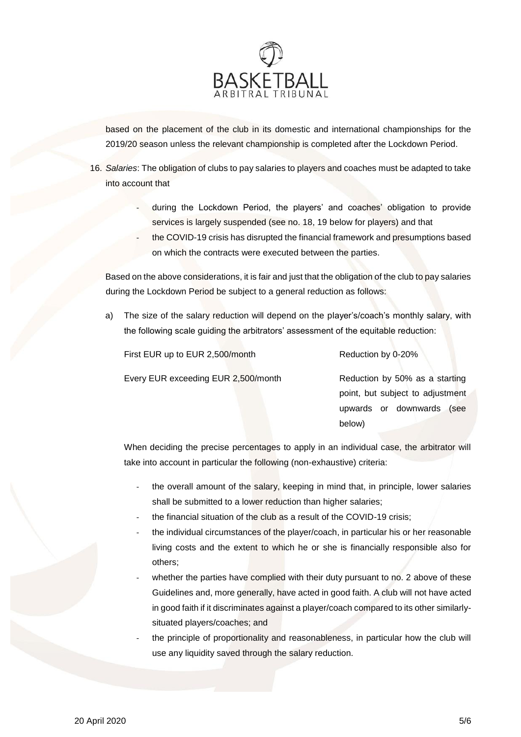based on the placement of the club in its domestic and international championships for the 2019/20 season unless the relevant championship is completed after the Lockdown Period.

16. *Salaries*: The obligation of clubs to pay salaries to players and coaches must be adapted to take into account that

    - during the Lockdown Period, the players' and coaches' obligation to provide services is largely suspended (see no. 18, 19 below for players) and that
    - the COVID-19 crisis has disrupted the financial framework and presumptions based on which the contracts were executed between the parties.

    Based on the above considerations, it is fair and just that the obligation of the club to pay salaries during the Lockdown Period be subject to a general reduction as follows:

    a) The size of the salary reduction will depend on the player's/coach's monthly salary, with the following scale guiding the arbitrators' assessment of the equitable reduction:

    | | |
    |---|---|
    | First EUR up to EUR 2,500/month | Reduction by 0-20% |
    | Every EUR exceeding EUR 2,500/month | Reduction by 50% as a starting point, but subject to adjustment upwards or downwards (see below) |

    When deciding the precise percentages to apply in an individual case, the arbitrator will take into account in particular the following (non-exhaustive) criteria:

    - the overall amount of the salary, keeping in mind that, in principle, lower salaries shall be submitted to a lower reduction than higher salaries;
    - the financial situation of the club as a result of the COVID-19 crisis;
    - the individual circumstances of the player/coach, in particular his or her reasonable living costs and the extent to which he or she is financially responsible also for others;
    - whether the parties have complied with their duty pursuant to no. 2 above of these Guidelines and, more generally, have acted in good faith. A club will not have acted in good faith if it discriminates against a player/coach compared to its other similarly-situated players/coaches; and
    - the principle of proportionality and reasonableness, in particular how the club will use any liquidity saved through the salary reduction.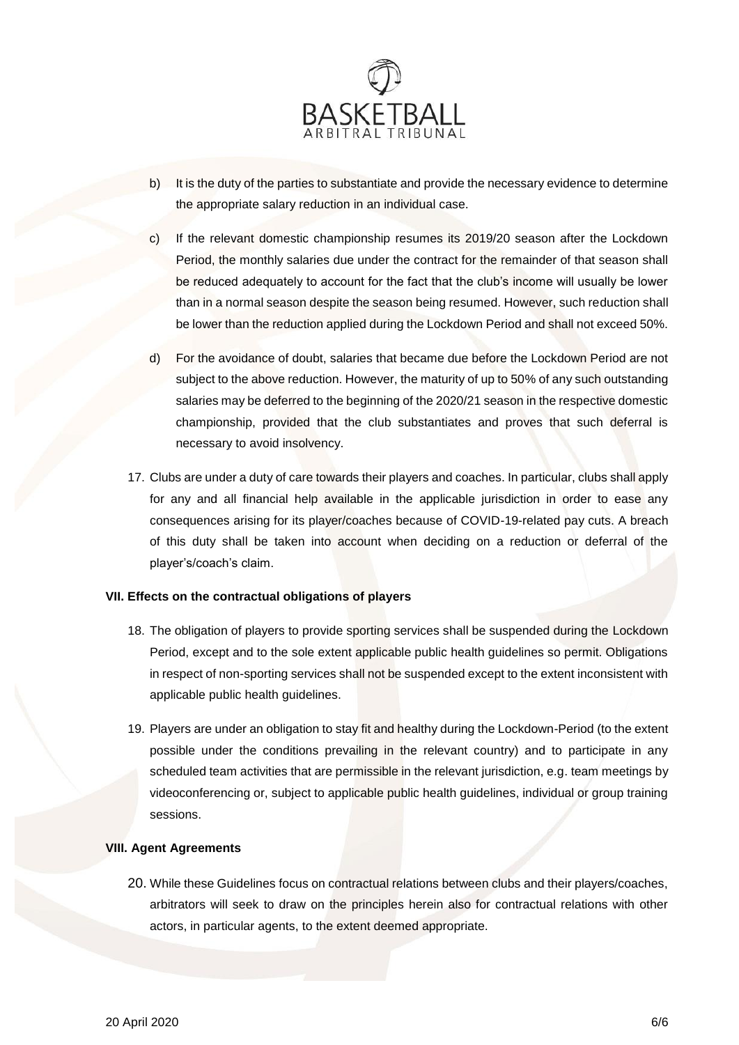b) It is the duty of the parties to substantiate and provide the necessary evidence to determine the appropriate salary reduction in an individual case.

c) If the relevant domestic championship resumes its 2019/20 season after the Lockdown Period, the monthly salaries due under the contract for the remainder of that season shall be reduced adequately to account for the fact that the club's income will usually be lower than in a normal season despite the season being resumed. However, such reduction shall be lower than the reduction applied during the Lockdown Period and shall not exceed 50%.

d) For the avoidance of doubt, salaries that became due before the Lockdown Period are not subject to the above reduction. However, the maturity of up to 50% of any such outstanding salaries may be deferred to the beginning of the 2020/21 season in the respective domestic championship, provided that the club substantiates and proves that such deferral is necessary to avoid insolvency.

17. Clubs are under a duty of care towards their players and coaches. In particular, clubs shall apply for any and all financial help available in the applicable jurisdiction in order to ease any consequences arising for its player/coaches because of COVID-19-related pay cuts. A breach of this duty shall be taken into account when deciding on a reduction or deferral of the player's/coach's claim.

### VII. Effects on the contractual obligations of players

18. The obligation of players to provide sporting services shall be suspended during the Lockdown Period, except and to the sole extent applicable public health guidelines so permit. Obligations in respect of non-sporting services shall not be suspended except to the extent inconsistent with applicable public health guidelines.

19. Players are under an obligation to stay fit and healthy during the Lockdown-Period (to the extent possible under the conditions prevailing in the relevant country) and to participate in any scheduled team activities that are permissible in the relevant jurisdiction, e.g. team meetings by videoconferencing or, subject to applicable public health guidelines, individual or group training sessions.

### VIII. Agent Agreements

20. While these Guidelines focus on contractual relations between clubs and their players/coaches, arbitrators will seek to draw on the principles herein also for contractual relations with other actors, in particular agents, to the extent deemed appropriate.

20 April 2020